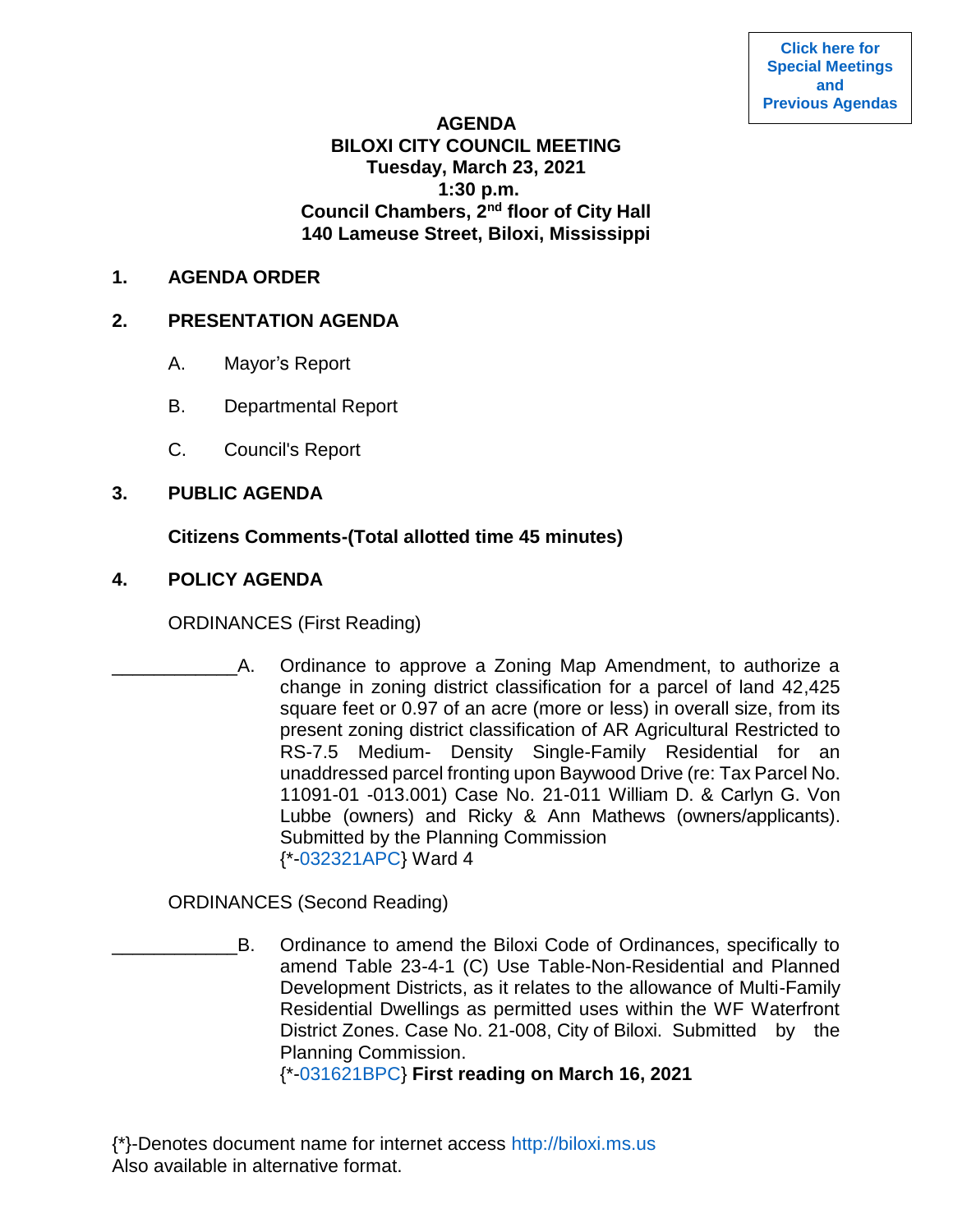Click here for Special Meetings and Previous Agendas

# AGENDA
## BILOXI CITY COUNCIL MEETING
**Tuesday, March 23, 2021**
**1:30 p.m.**
**Council Chambers, 2nd floor of City Hall**
**140 Lameuse Street, Biloxi, Mississippi**

**1. AGENDA ORDER**

**2. PRESENTATION AGENDA**

A. Mayor's Report

B. Departmental Report

C. Council's Report

**3. PUBLIC AGENDA**

**Citizens Comments-(Total allotted time 45 minutes)**

**4. POLICY AGENDA**

ORDINANCES (First Reading)

____________A. Ordinance to approve a Zoning Map Amendment, to authorize a change in zoning district classification for a parcel of land 42,425 square feet or 0.97 of an acre (more or less) in overall size, from its present zoning district classification of AR Agricultural Restricted to RS-7.5 Medium- Density Single-Family Residential for an unaddressed parcel fronting upon Baywood Drive (re: Tax Parcel No. 11091-01 -013.001) Case No. 21-011 William D. & Carlyn G. Von Lubbe (owners) and Ricky & Ann Mathews (owners/applicants). Submitted by the Planning Commission
{*-032321APC} Ward 4

ORDINANCES (Second Reading)

____________B. Ordinance to amend the Biloxi Code of Ordinances, specifically to amend Table 23-4-1 (C) Use Table-Non-Residential and Planned Development Districts, as it relates to the allowance of Multi-Family Residential Dwellings as permitted uses within the WF Waterfront District Zones. Case No. 21-008, City of Biloxi. Submitted by the Planning Commission.
{*-031621BPC} **First reading on March 16, 2021**

{*}-Denotes document name for internet access http://biloxi.ms.us
Also available in alternative format.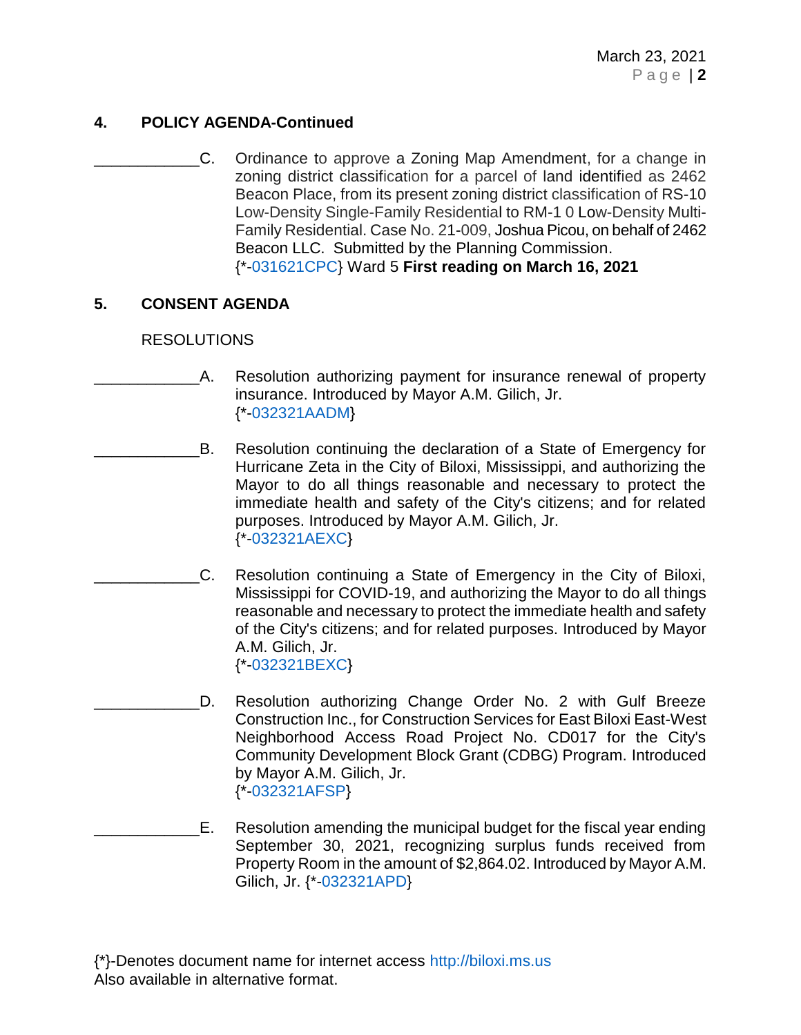## 4. POLICY AGENDA-Continued

____________C. Ordinance to approve a Zoning Map Amendment, for a change in zoning district classification for a parcel of land identified as 2462 Beacon Place, from its present zoning district classification of RS-10 Low-Density Single-Family Residential to RM-1 0 Low-Density Multi-Family Residential. Case No. 21-009, Joshua Picou, on behalf of 2462 Beacon LLC. Submitted by the Planning Commission. {*-031621CPC} Ward 5 **First reading on March 16, 2021**

## 5. CONSENT AGENDA

RESOLUTIONS

____________A. Resolution authorizing payment for insurance renewal of property insurance. Introduced by Mayor A.M. Gilich, Jr. {*-032321AADM}

____________B. Resolution continuing the declaration of a State of Emergency for Hurricane Zeta in the City of Biloxi, Mississippi, and authorizing the Mayor to do all things reasonable and necessary to protect the immediate health and safety of the City's citizens; and for related purposes. Introduced by Mayor A.M. Gilich, Jr. {*-032321AEXC}

____________C. Resolution continuing a State of Emergency in the City of Biloxi, Mississippi for COVID-19, and authorizing the Mayor to do all things reasonable and necessary to protect the immediate health and safety of the City's citizens; and for related purposes. Introduced by Mayor A.M. Gilich, Jr. {*-032321BEXC}

____________D. Resolution authorizing Change Order No. 2 with Gulf Breeze Construction Inc., for Construction Services for East Biloxi East-West Neighborhood Access Road Project No. CD017 for the City's Community Development Block Grant (CDBG) Program. Introduced by Mayor A.M. Gilich, Jr. {*-032321AFSP}

____________E. Resolution amending the municipal budget for the fiscal year ending September 30, 2021, recognizing surplus funds received from Property Room in the amount of $2,864.02. Introduced by Mayor A.M. Gilich, Jr. {*-032321APD}

{*}-Denotes document name for internet access http://biloxi.ms.us
Also available in alternative format.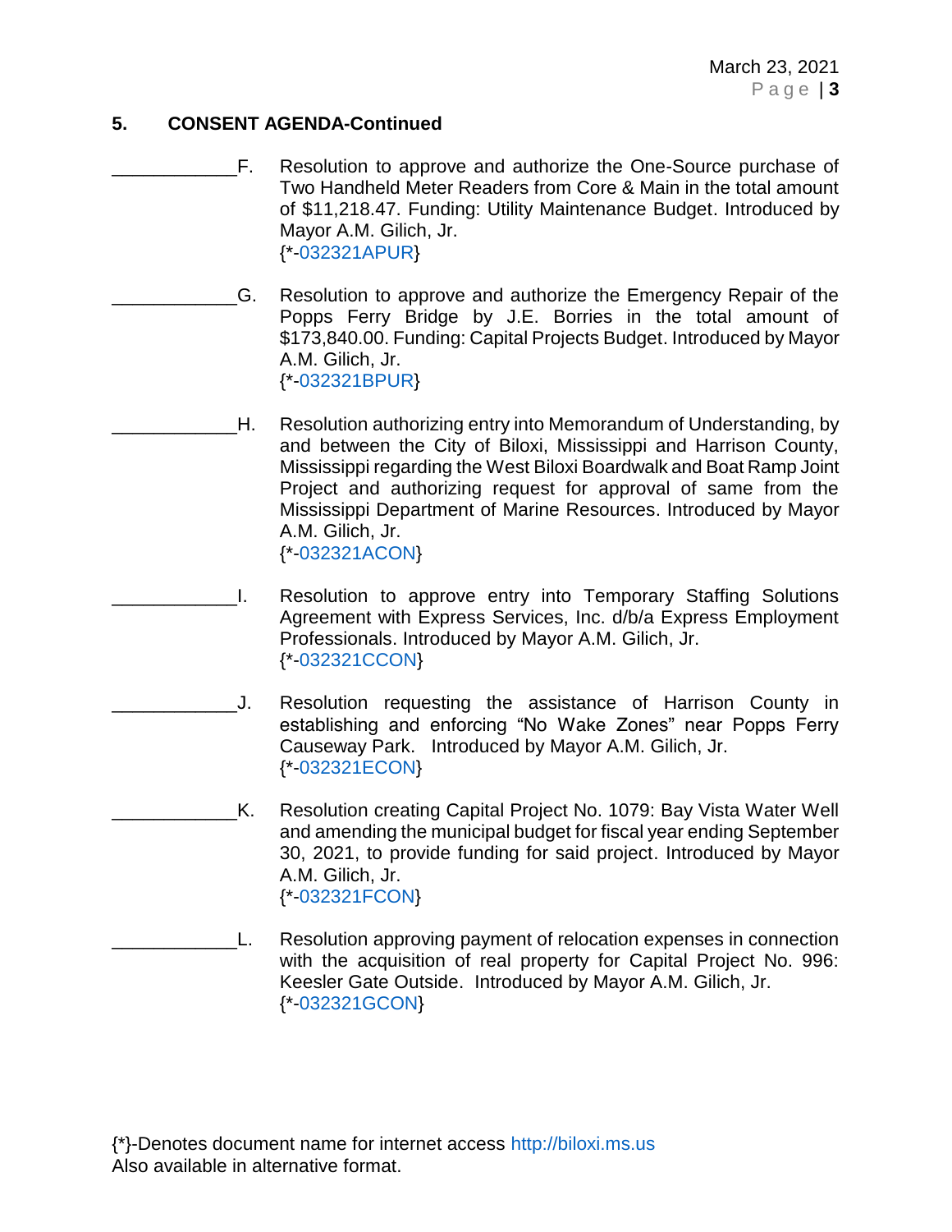## 5. CONSENT AGENDA-Continued

____________F. Resolution to approve and authorize the One-Source purchase of Two Handheld Meter Readers from Core & Main in the total amount of $11,218.47. Funding: Utility Maintenance Budget. Introduced by Mayor A.M. Gilich, Jr.
{*-032321APUR}

____________G. Resolution to approve and authorize the Emergency Repair of the Popps Ferry Bridge by J.E. Borries in the total amount of $173,840.00. Funding: Capital Projects Budget. Introduced by Mayor A.M. Gilich, Jr.
{*-032321BPUR}

____________H. Resolution authorizing entry into Memorandum of Understanding, by and between the City of Biloxi, Mississippi and Harrison County, Mississippi regarding the West Biloxi Boardwalk and Boat Ramp Joint Project and authorizing request for approval of same from the Mississippi Department of Marine Resources. Introduced by Mayor A.M. Gilich, Jr.
{*-032321ACON}

____________I. Resolution to approve entry into Temporary Staffing Solutions Agreement with Express Services, Inc. d/b/a Express Employment Professionals. Introduced by Mayor A.M. Gilich, Jr.
{*-032321CCON}

____________J. Resolution requesting the assistance of Harrison County in establishing and enforcing "No Wake Zones" near Popps Ferry Causeway Park. Introduced by Mayor A.M. Gilich, Jr.
{*-032321ECON}

____________K. Resolution creating Capital Project No. 1079: Bay Vista Water Well and amending the municipal budget for fiscal year ending September 30, 2021, to provide funding for said project. Introduced by Mayor A.M. Gilich, Jr.
{*-032321FCON}

____________L. Resolution approving payment of relocation expenses in connection with the acquisition of real property for Capital Project No. 996: Keesler Gate Outside. Introduced by Mayor A.M. Gilich, Jr.
{*-032321GCON}

{*}-Denotes document name for internet access http://biloxi.ms.us
Also available in alternative format.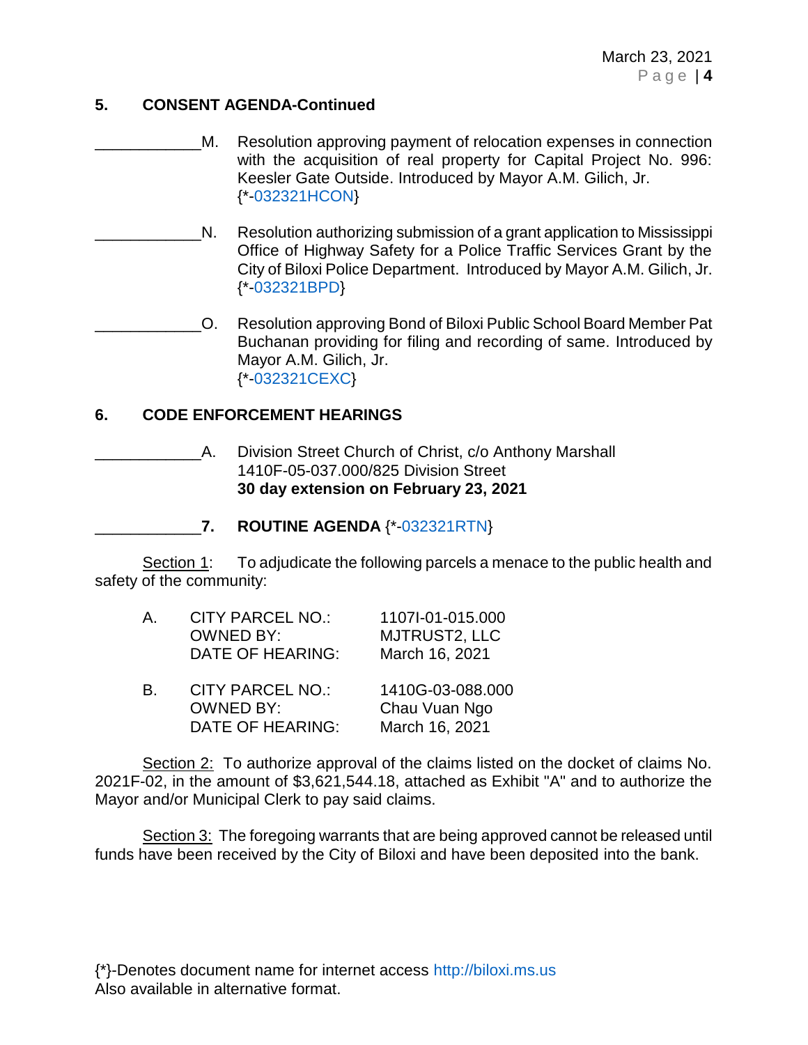**5. CONSENT AGENDA-Continued**

\_\_\_\_\_\_\_\_\_\_\_\_M. Resolution approving payment of relocation expenses in connection with the acquisition of real property for Capital Project No. 996: Keesler Gate Outside. Introduced by Mayor A.M. Gilich, Jr. {*-032321HCON}

\_\_\_\_\_\_\_\_\_\_\_\_N. Resolution authorizing submission of a grant application to Mississippi Office of Highway Safety for a Police Traffic Services Grant by the City of Biloxi Police Department. Introduced by Mayor A.M. Gilich, Jr. {*-032321BPD}

\_\_\_\_\_\_\_\_\_\_\_\_O. Resolution approving Bond of Biloxi Public School Board Member Pat Buchanan providing for filing and recording of same. Introduced by Mayor A.M. Gilich, Jr. {*-032321CEXC}

**6. CODE ENFORCEMENT HEARINGS**

\_\_\_\_\_\_\_\_\_\_\_\_A. Division Street Church of Christ, c/o Anthony Marshall
1410F-05-037.000/825 Division Street
**30 day extension on February 23, 2021**

\_\_\_\_\_\_\_\_\_\_\_\_**7. ROUTINE AGENDA** {*-032321RTN}

Section 1: To adjudicate the following parcels a menace to the public health and safety of the community:

A. CITY PARCEL NO.: 1107I-01-015.000
OWNED BY: MJTRUST2, LLC
DATE OF HEARING: March 16, 2021

B. CITY PARCEL NO.: 1410G-03-088.000
OWNED BY: Chau Vuan Ngo
DATE OF HEARING: March 16, 2021

Section 2: To authorize approval of the claims listed on the docket of claims No. 2021F-02, in the amount of $3,621,544.18, attached as Exhibit "A" and to authorize the Mayor and/or Municipal Clerk to pay said claims.

Section 3: The foregoing warrants that are being approved cannot be released until funds have been received by the City of Biloxi and have been deposited into the bank.

{*}-Denotes document name for internet access http://biloxi.ms.us
Also available in alternative format.